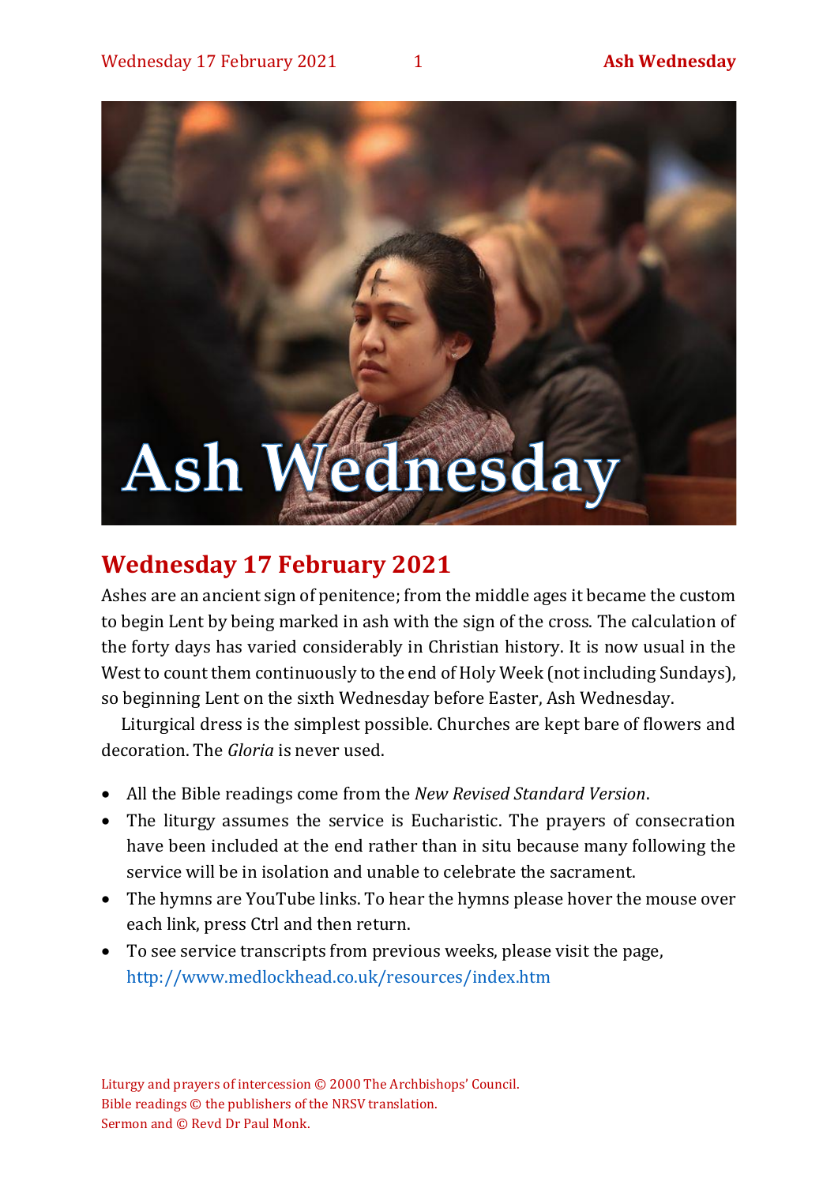# Wednesday 17 February 2021

Ashes are an ancient sign of penitence; from the middle ages it became the custom to begin Lent by being marked in ash with the sign of the cross. The calculation of the forty days has varied considerably in Christian history. It is now usual in the West to count them continuously to the end of Holy Week (not including Sundays), so beginning Lent on the sixth Wednesday before Easter, Ash Wednesday.

Liturgical dress is the simplest possible. Churches are kept bare of flowers and decoration. The *Gloria* is never used.

- All the Bible readings come from the *New Revised Standard Version*.
- The liturgy assumes the service is Eucharistic. The prayers of consecration have been included at the end rather than in situ because many following the service will be in isolation and unable to celebrate the sacrament.
- The hymns are YouTube links. To hear the hymns please hover the mouse over each link, press Ctrl and then return.
- To see service transcripts from previous weeks, please visit the page, http://www.medlockhead.co.uk/resources/index.htm

Liturgy and prayers of intercession © 2000 The Archbishops' Council.
Bible readings © the publishers of the NRSV translation.
Sermon and © Revd Dr Paul Monk.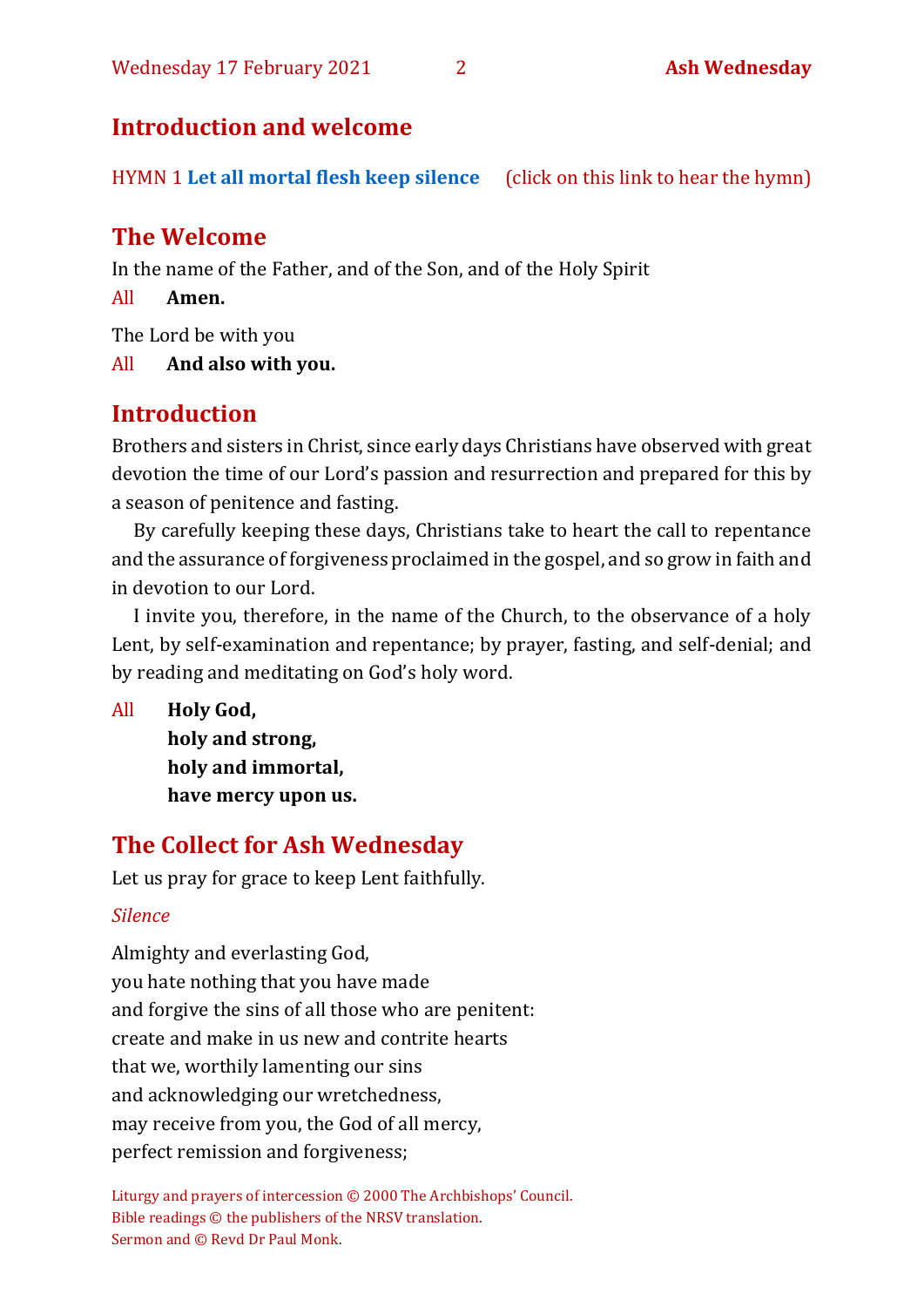## Introduction and welcome

HYMN 1 **Let all mortal flesh keep silence** (click on this link to hear the hymn)

## The Welcome

In the name of the Father, and of the Son, and of the Holy Spirit

All **Amen.**

The Lord be with you

All **And also with you.**

## Introduction

Brothers and sisters in Christ, since early days Christians have observed with great devotion the time of our Lord's passion and resurrection and prepared for this by a season of penitence and fasting.

By carefully keeping these days, Christians take to heart the call to repentance and the assurance of forgiveness proclaimed in the gospel, and so grow in faith and in devotion to our Lord.

I invite you, therefore, in the name of the Church, to the observance of a holy Lent, by self-examination and repentance; by prayer, fasting, and self-denial; and by reading and meditating on God's holy word.

All **Holy God,**
**holy and strong,**
**holy and immortal,**
**have mercy upon us.**

## The Collect for Ash Wednesday

Let us pray for grace to keep Lent faithfully.

*Silence*

Almighty and everlasting God,
you hate nothing that you have made
and forgive the sins of all those who are penitent:
create and make in us new and contrite hearts
that we, worthily lamenting our sins
and acknowledging our wretchedness,
may receive from you, the God of all mercy,
perfect remission and forgiveness;

Liturgy and prayers of intercession © 2000 The Archbishops' Council.
Bible readings © the publishers of the NRSV translation.
Sermon and © Revd Dr Paul Monk.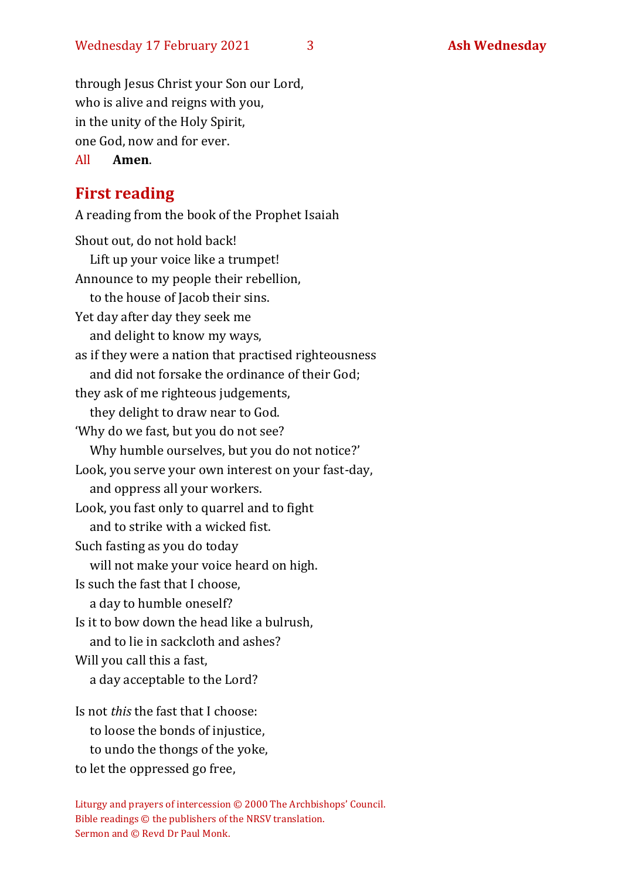through Jesus Christ your Son our Lord,
who is alive and reigns with you,
in the unity of the Holy Spirit,
one God, now and for ever.

All **Amen**.

## First reading

A reading from the book of the Prophet Isaiah

Shout out, do not hold back!
 Lift up your voice like a trumpet!
Announce to my people their rebellion,
 to the house of Jacob their sins.
Yet day after day they seek me
 and delight to know my ways,
as if they were a nation that practised righteousness
 and did not forsake the ordinance of their God;
they ask of me righteous judgements,
 they delight to draw near to God.
'Why do we fast, but you do not see?
 Why humble ourselves, but you do not notice?'
Look, you serve your own interest on your fast-day,
 and oppress all your workers.
Look, you fast only to quarrel and to fight
 and to strike with a wicked fist.
Such fasting as you do today
 will not make your voice heard on high.
Is such the fast that I choose,
 a day to humble oneself?
Is it to bow down the head like a bulrush,
 and to lie in sackcloth and ashes?
Will you call this a fast,
 a day acceptable to the Lord?

Is not *this* the fast that I choose:
 to loose the bonds of injustice,
 to undo the thongs of the yoke,
to let the oppressed go free,

Liturgy and prayers of intercession © 2000 The Archbishops' Council.
Bible readings © the publishers of the NRSV translation.
Sermon and © Revd Dr Paul Monk.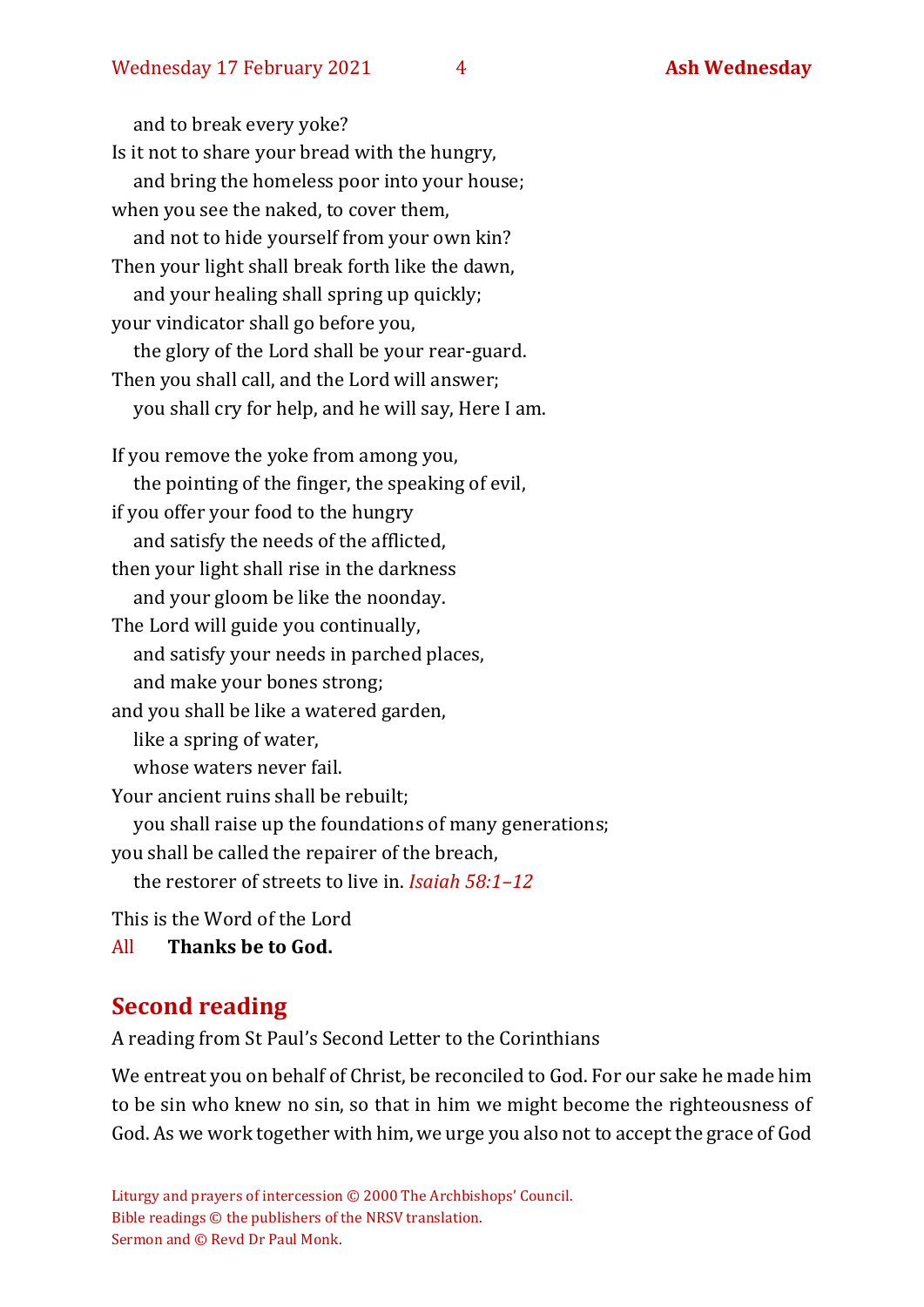and to break every yoke?  
Is it not to share your bread with the hungry,  
  and bring the homeless poor into your house;  
when you see the naked, to cover them,  
  and not to hide yourself from your own kin?  
Then your light shall break forth like the dawn,  
  and your healing shall spring up quickly;  
your vindicator shall go before you,  
  the glory of the Lord shall be your rear-guard.  
Then you shall call, and the Lord will answer;  
  you shall cry for help, and he will say, Here I am.

If you remove the yoke from among you,  
  the pointing of the finger, the speaking of evil,  
if you offer your food to the hungry  
  and satisfy the needs of the afflicted,  
then your light shall rise in the darkness  
  and your gloom be like the noonday.  
The Lord will guide you continually,  
  and satisfy your needs in parched places,  
  and make your bones strong;  
and you shall be like a watered garden,  
  like a spring of water,  
  whose waters never fail.  
Your ancient ruins shall be rebuilt;  
  you shall raise up the foundations of many generations;  
you shall be called the repairer of the breach,  
  the restorer of streets to live in. *Isaiah 58:1–12*

This is the Word of the Lord  
All **Thanks be to God.**

## Second reading

A reading from St Paul's Second Letter to the Corinthians

We entreat you on behalf of Christ, be reconciled to God. For our sake he made him to be sin who knew no sin, so that in him we might become the righteousness of God. As we work together with him, we urge you also not to accept the grace of God

Liturgy and prayers of intercession © 2000 The Archbishops' Council.  
Bible readings © the publishers of the NRSV translation.  
Sermon and © Revd Dr Paul Monk.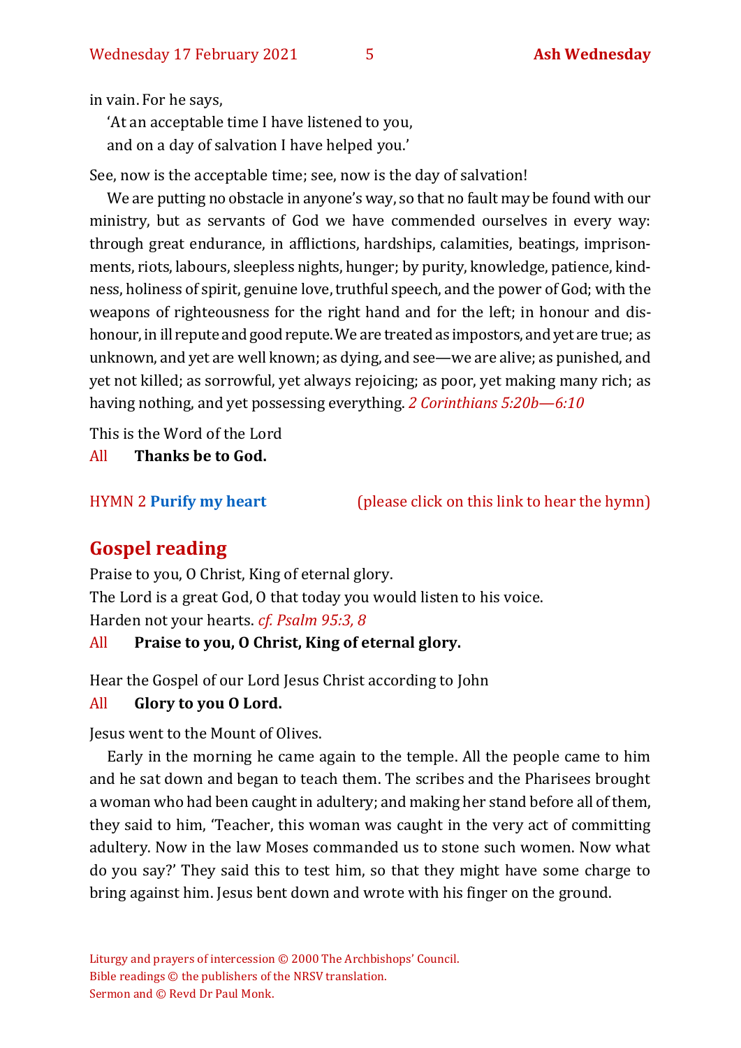in vain. For he says,

'At an acceptable time I have listened to you,
and on a day of salvation I have helped you.'

See, now is the acceptable time; see, now is the day of salvation!

We are putting no obstacle in anyone's way, so that no fault may be found with our ministry, but as servants of God we have commended ourselves in every way: through great endurance, in afflictions, hardships, calamities, beatings, imprisonments, riots, labours, sleepless nights, hunger; by purity, knowledge, patience, kindness, holiness of spirit, genuine love, truthful speech, and the power of God; with the weapons of righteousness for the right hand and for the left; in honour and dishonour, in ill repute and good repute. We are treated as impostors, and yet are true; as unknown, and yet are well known; as dying, and see—we are alive; as punished, and yet not killed; as sorrowful, yet always rejoicing; as poor, yet making many rich; as having nothing, and yet possessing everything. *2 Corinthians 5:20b—6:10*

This is the Word of the Lord
All **Thanks be to God.**

HYMN 2 **Purify my heart** (please click on this link to hear the hymn)

## Gospel reading

Praise to you, O Christ, King of eternal glory.
The Lord is a great God, O that today you would listen to his voice.
Harden not your hearts. *cf. Psalm 95:3, 8*
All **Praise to you, O Christ, King of eternal glory.**

Hear the Gospel of our Lord Jesus Christ according to John
All **Glory to you O Lord.**

Jesus went to the Mount of Olives.

Early in the morning he came again to the temple. All the people came to him and he sat down and began to teach them. The scribes and the Pharisees brought a woman who had been caught in adultery; and making her stand before all of them, they said to him, 'Teacher, this woman was caught in the very act of committing adultery. Now in the law Moses commanded us to stone such women. Now what do you say?' They said this to test him, so that they might have some charge to bring against him. Jesus bent down and wrote with his finger on the ground.

Liturgy and prayers of intercession © 2000 The Archbishops' Council.
Bible readings © the publishers of the NRSV translation.
Sermon and © Revd Dr Paul Monk.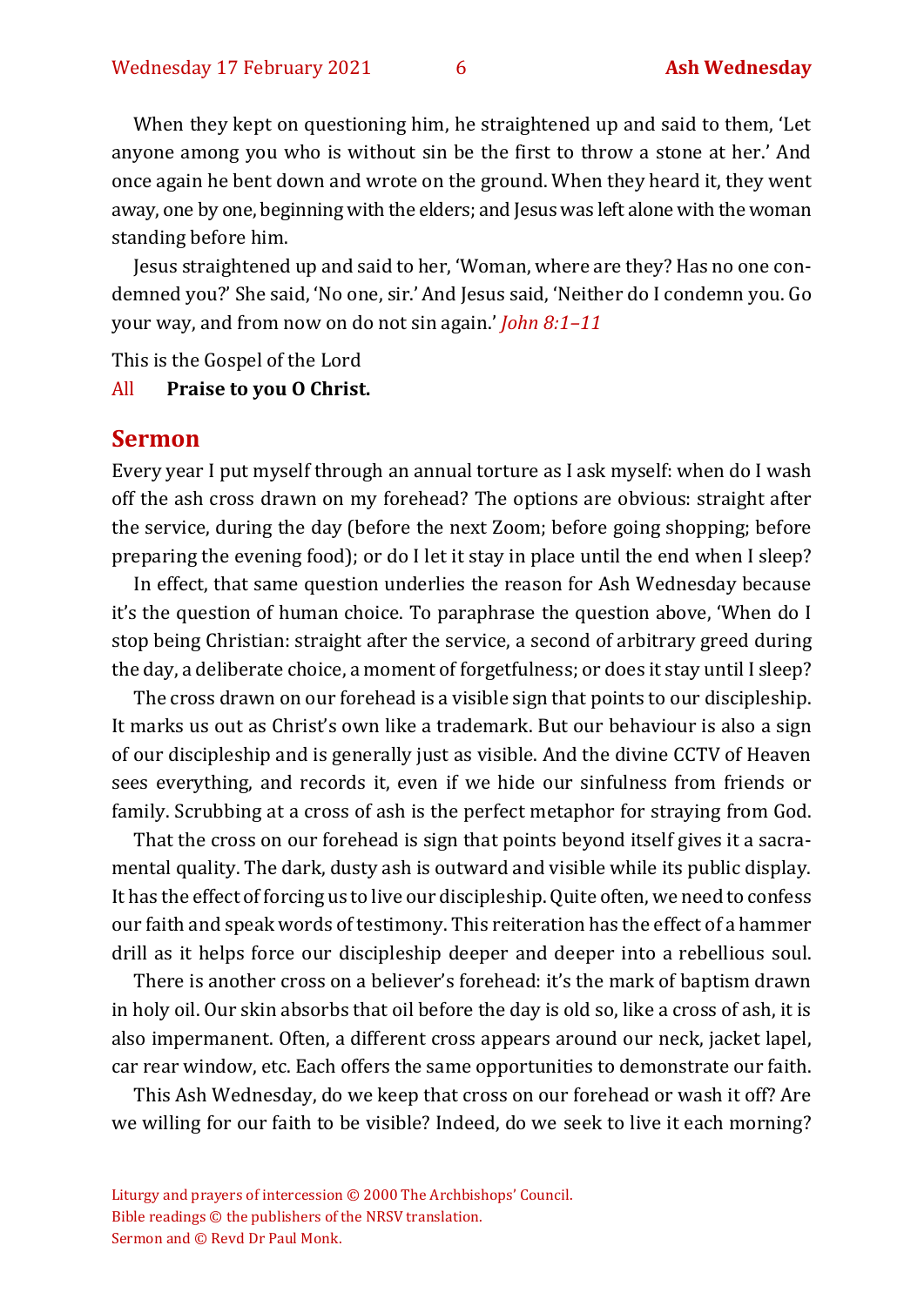When they kept on questioning him, he straightened up and said to them, 'Let anyone among you who is without sin be the first to throw a stone at her.' And once again he bent down and wrote on the ground. When they heard it, they went away, one by one, beginning with the elders; and Jesus was left alone with the woman standing before him.

Jesus straightened up and said to her, 'Woman, where are they? Has no one condemned you?' She said, 'No one, sir.' And Jesus said, 'Neither do I condemn you. Go your way, and from now on do not sin again.' *John 8:1–11*

This is the Gospel of the Lord

All **Praise to you O Christ.**

## Sermon

Every year I put myself through an annual torture as I ask myself: when do I wash off the ash cross drawn on my forehead? The options are obvious: straight after the service, during the day (before the next Zoom; before going shopping; before preparing the evening food); or do I let it stay in place until the end when I sleep?

In effect, that same question underlies the reason for Ash Wednesday because it's the question of human choice. To paraphrase the question above, 'When do I stop being Christian: straight after the service, a second of arbitrary greed during the day, a deliberate choice, a moment of forgetfulness; or does it stay until I sleep?

The cross drawn on our forehead is a visible sign that points to our discipleship. It marks us out as Christ's own like a trademark. But our behaviour is also a sign of our discipleship and is generally just as visible. And the divine CCTV of Heaven sees everything, and records it, even if we hide our sinfulness from friends or family. Scrubbing at a cross of ash is the perfect metaphor for straying from God.

That the cross on our forehead is sign that points beyond itself gives it a sacramental quality. The dark, dusty ash is outward and visible while its public display. It has the effect of forcing us to live our discipleship. Quite often, we need to confess our faith and speak words of testimony. This reiteration has the effect of a hammer drill as it helps force our discipleship deeper and deeper into a rebellious soul.

There is another cross on a believer's forehead: it's the mark of baptism drawn in holy oil. Our skin absorbs that oil before the day is old so, like a cross of ash, it is also impermanent. Often, a different cross appears around our neck, jacket lapel, car rear window, etc. Each offers the same opportunities to demonstrate our faith.

This Ash Wednesday, do we keep that cross on our forehead or wash it off? Are we willing for our faith to be visible? Indeed, do we seek to live it each morning?

Liturgy and prayers of intercession © 2000 The Archbishops' Council.
Bible readings © the publishers of the NRSV translation.
Sermon and © Revd Dr Paul Monk.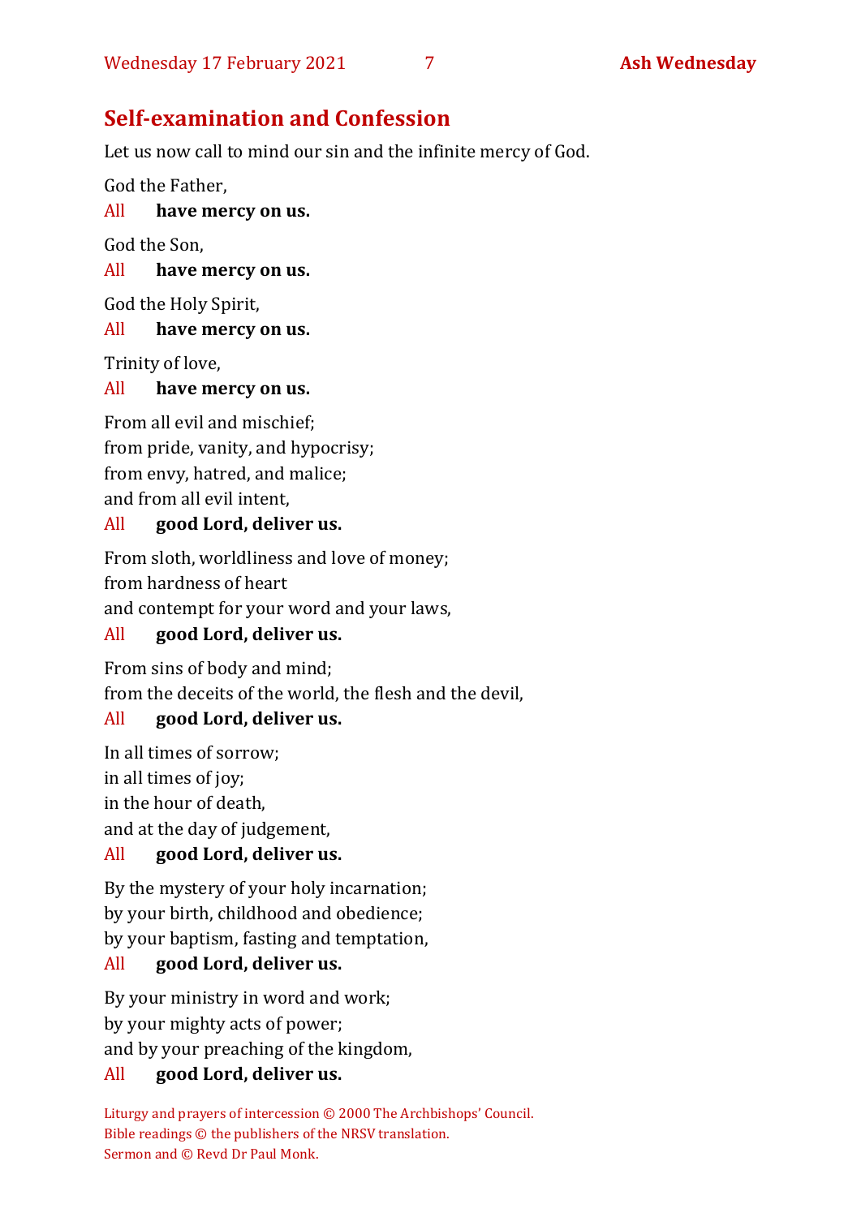## Self-examination and Confession

Let us now call to mind our sin and the infinite mercy of God.

God the Father,

All **have mercy on us.**

God the Son,

All **have mercy on us.**

God the Holy Spirit,

All **have mercy on us.**

Trinity of love,

All **have mercy on us.**

From all evil and mischief;
from pride, vanity, and hypocrisy;
from envy, hatred, and malice;
and from all evil intent,

All **good Lord, deliver us.**

From sloth, worldliness and love of money;
from hardness of heart
and contempt for your word and your laws,

All **good Lord, deliver us.**

From sins of body and mind;
from the deceits of the world, the flesh and the devil,

All **good Lord, deliver us.**

In all times of sorrow;
in all times of joy;
in the hour of death,
and at the day of judgement,

All **good Lord, deliver us.**

By the mystery of your holy incarnation;
by your birth, childhood and obedience;
by your baptism, fasting and temptation,

All **good Lord, deliver us.**

By your ministry in word and work;
by your mighty acts of power;
and by your preaching of the kingdom,

All **good Lord, deliver us.**

Liturgy and prayers of intercession © 2000 The Archbishops' Council.
Bible readings © the publishers of the NRSV translation.
Sermon and © Revd Dr Paul Monk.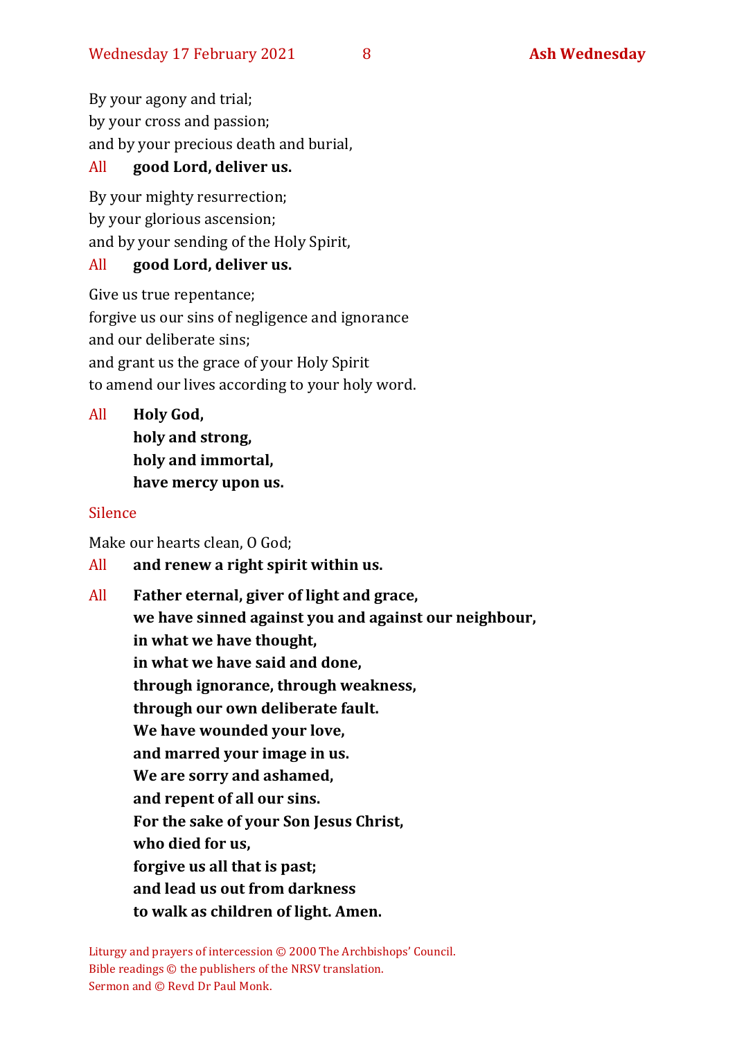By your agony and trial;
by your cross and passion;
and by your precious death and burial,

All **good Lord, deliver us.**

By your mighty resurrection;
by your glorious ascension;
and by your sending of the Holy Spirit,

All **good Lord, deliver us.**

Give us true repentance;
forgive us our sins of negligence and ignorance
and our deliberate sins;
and grant us the grace of your Holy Spirit
to amend our lives according to your holy word.

All **Holy God,**
**holy and strong,**
**holy and immortal,**
**have mercy upon us.**

Silence

Make our hearts clean, O God;

All **and renew a right spirit within us.**

All **Father eternal, giver of light and grace,**
**we have sinned against you and against our neighbour,**
**in what we have thought,**
**in what we have said and done,**
**through ignorance, through weakness,**
**through our own deliberate fault.**
**We have wounded your love,**
**and marred your image in us.**
**We are sorry and ashamed,**
**and repent of all our sins.**
**For the sake of your Son Jesus Christ,**
**who died for us,**
**forgive us all that is past;**
**and lead us out from darkness**
**to walk as children of light. Amen.**

Liturgy and prayers of intercession © 2000 The Archbishops' Council.
Bible readings © the publishers of the NRSV translation.
Sermon and © Revd Dr Paul Monk.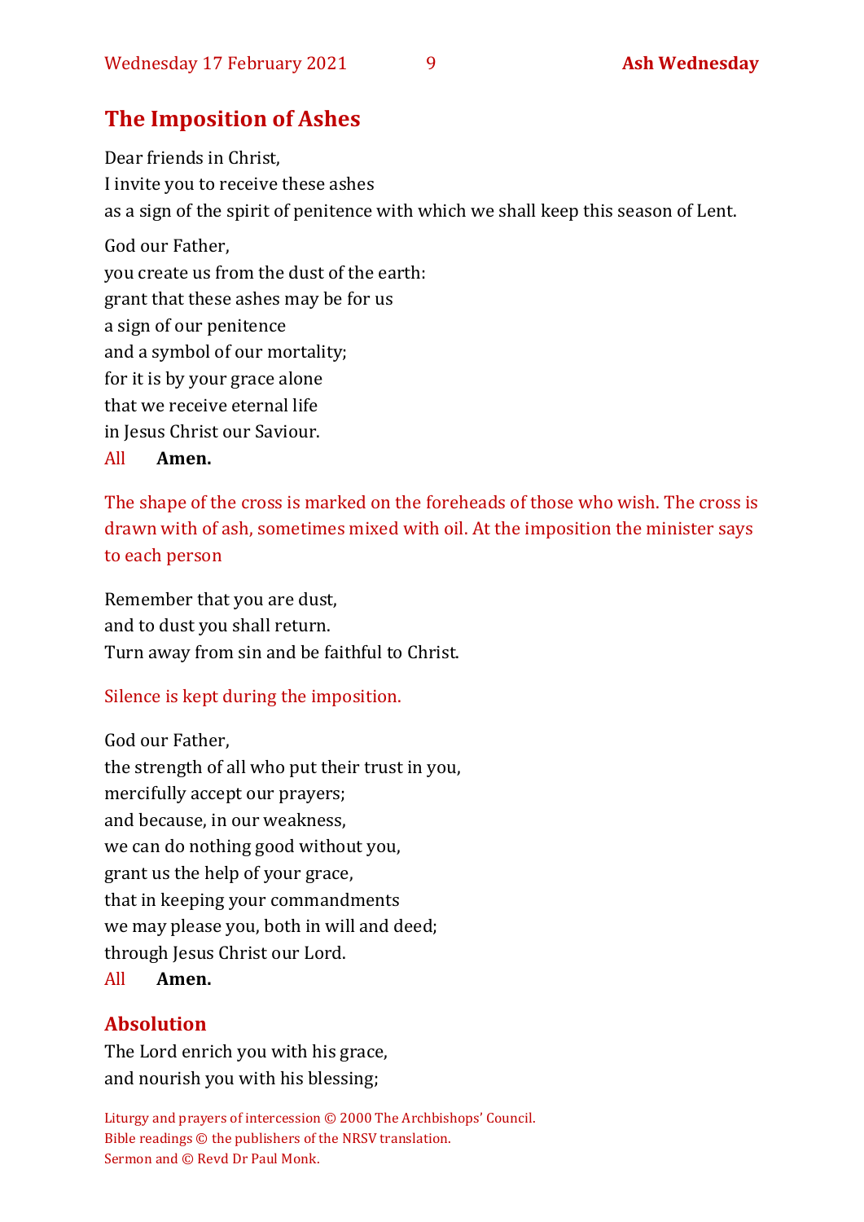## The Imposition of Ashes

Dear friends in Christ,
I invite you to receive these ashes
as a sign of the spirit of penitence with which we shall keep this season of Lent.

God our Father,
you create us from the dust of the earth:
grant that these ashes may be for us
a sign of our penitence
and a symbol of our mortality;
for it is by your grace alone
that we receive eternal life
in Jesus Christ our Saviour.
All **Amen.**

*The shape of the cross is marked on the foreheads of those who wish. The cross is drawn with of ash, sometimes mixed with oil. At the imposition the minister says to each person*

Remember that you are dust,
and to dust you shall return.
Turn away from sin and be faithful to Christ.

*Silence is kept during the imposition.*

God our Father,
the strength of all who put their trust in you,
mercifully accept our prayers;
and because, in our weakness,
we can do nothing good without you,
grant us the help of your grace,
that in keeping your commandments
we may please you, both in will and deed;
through Jesus Christ our Lord.
All **Amen.**

## Absolution

The Lord enrich you with his grace,
and nourish you with his blessing;

Liturgy and prayers of intercession © 2000 The Archbishops' Council.
Bible readings © the publishers of the NRSV translation.
Sermon and © Revd Dr Paul Monk.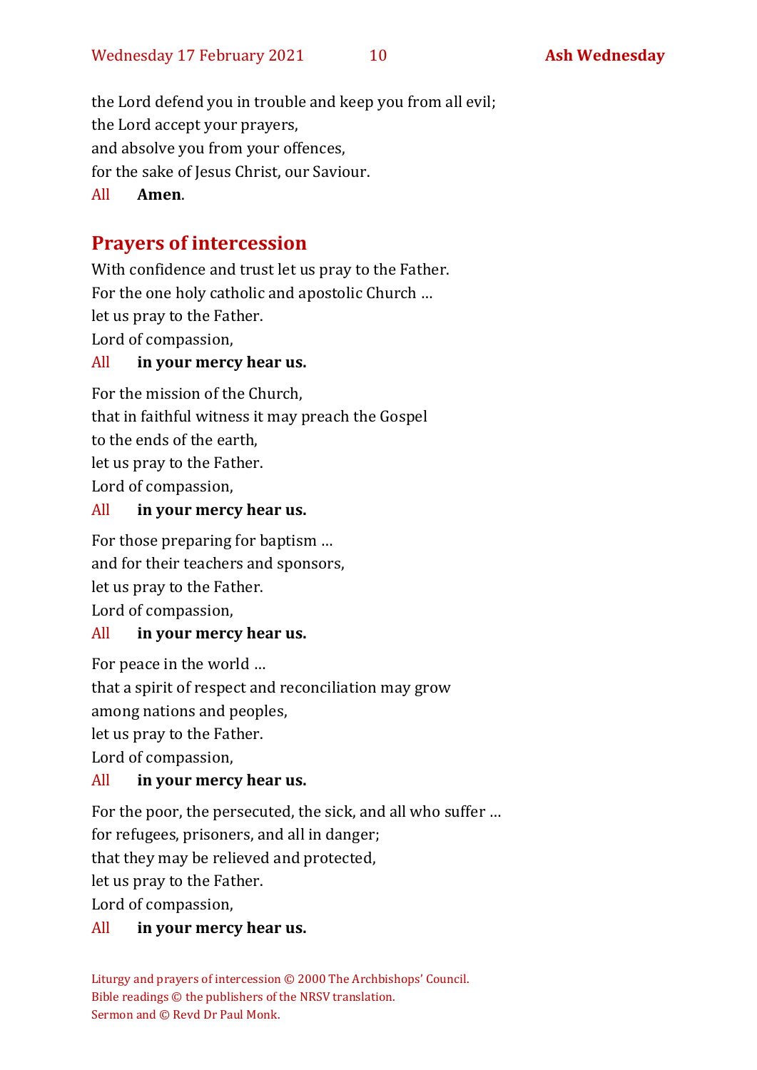the Lord defend you in trouble and keep you from all evil;
the Lord accept your prayers,
and absolve you from your offences,
for the sake of Jesus Christ, our Saviour.

All **Amen**.

## Prayers of intercession

With confidence and trust let us pray to the Father.
For the one holy catholic and apostolic Church …
let us pray to the Father.
Lord of compassion,

All **in your mercy hear us.**

For the mission of the Church,
that in faithful witness it may preach the Gospel
to the ends of the earth,
let us pray to the Father.
Lord of compassion,

All **in your mercy hear us.**

For those preparing for baptism …
and for their teachers and sponsors,
let us pray to the Father.
Lord of compassion,

All **in your mercy hear us.**

For peace in the world …
that a spirit of respect and reconciliation may grow
among nations and peoples,
let us pray to the Father.
Lord of compassion,

All **in your mercy hear us.**

For the poor, the persecuted, the sick, and all who suffer …
for refugees, prisoners, and all in danger;
that they may be relieved and protected,
let us pray to the Father.
Lord of compassion,

All **in your mercy hear us.**

Liturgy and prayers of intercession © 2000 The Archbishops' Council.
Bible readings © the publishers of the NRSV translation.
Sermon and © Revd Dr Paul Monk.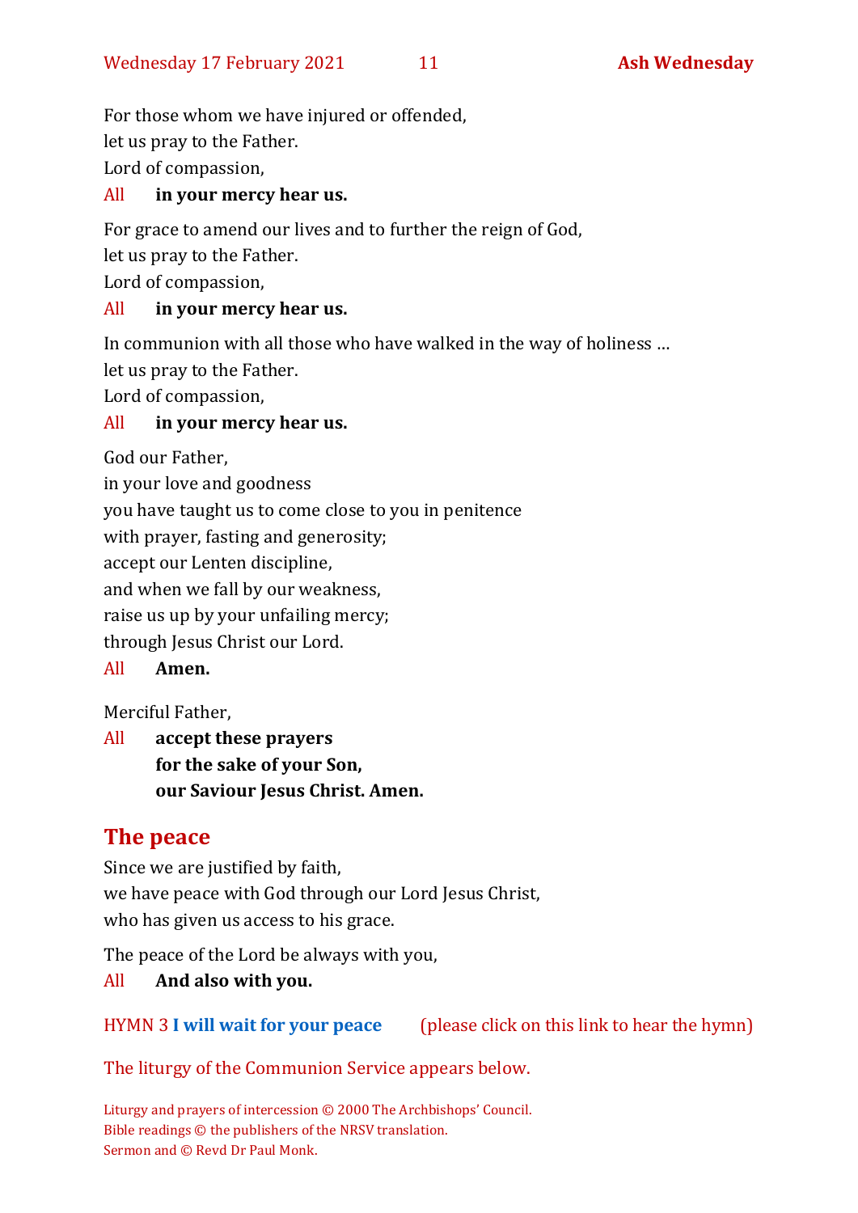For those whom we have injured or offended,
let us pray to the Father.
Lord of compassion,

All **in your mercy hear us.**

For grace to amend our lives and to further the reign of God,
let us pray to the Father.
Lord of compassion,

All **in your mercy hear us.**

In communion with all those who have walked in the way of holiness …
let us pray to the Father.
Lord of compassion,

All **in your mercy hear us.**

God our Father,
in your love and goodness
you have taught us to come close to you in penitence
with prayer, fasting and generosity;
accept our Lenten discipline,
and when we fall by our weakness,
raise us up by your unfailing mercy;
through Jesus Christ our Lord.

All **Amen.**

Merciful Father,

All **accept these prayers**
**for the sake of your Son,**
**our Saviour Jesus Christ. Amen.**

## The peace

Since we are justified by faith,
we have peace with God through our Lord Jesus Christ,
who has given us access to his grace.

The peace of the Lord be always with you,

All **And also with you.**

HYMN 3 **I will wait for your peace** (please click on this link to hear the hymn)

The liturgy of the Communion Service appears below.

Liturgy and prayers of intercession © 2000 The Archbishops' Council.
Bible readings © the publishers of the NRSV translation.
Sermon and © Revd Dr Paul Monk.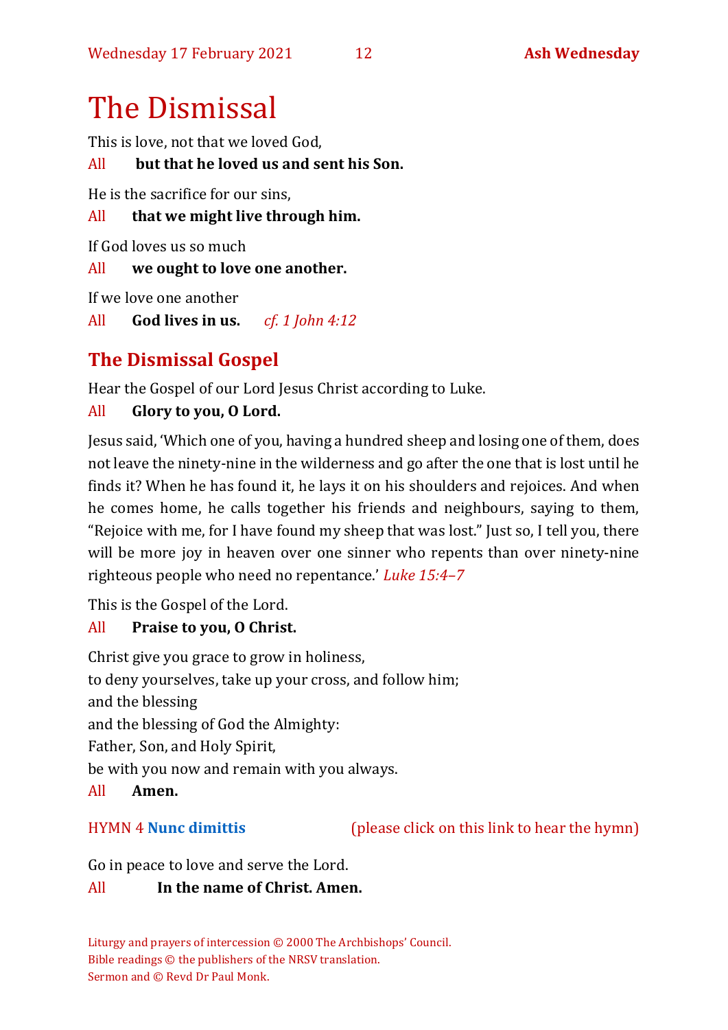# The Dismissal

This is love, not that we loved God,

All **but that he loved us and sent his Son.**

He is the sacrifice for our sins,

All **that we might live through him.**

If God loves us so much

All **we ought to love one another.**

If we love one another

All **God lives in us.** *cf. 1 John 4:12*

## The Dismissal Gospel

Hear the Gospel of our Lord Jesus Christ according to Luke.

All **Glory to you, O Lord.**

Jesus said, 'Which one of you, having a hundred sheep and losing one of them, does not leave the ninety-nine in the wilderness and go after the one that is lost until he finds it? When he has found it, he lays it on his shoulders and rejoices. And when he comes home, he calls together his friends and neighbours, saying to them, "Rejoice with me, for I have found my sheep that was lost." Just so, I tell you, there will be more joy in heaven over one sinner who repents than over ninety-nine righteous people who need no repentance.' *Luke 15:4–7*

This is the Gospel of the Lord.

All **Praise to you, O Christ.**

Christ give you grace to grow in holiness,
to deny yourselves, take up your cross, and follow him;
and the blessing
and the blessing of God the Almighty:
Father, Son, and Holy Spirit,
be with you now and remain with you always.

All **Amen.**

HYMN 4 **Nunc dimittis** (please click on this link to hear the hymn)

Go in peace to love and serve the Lord.

All **In the name of Christ. Amen.**

Liturgy and prayers of intercession © 2000 The Archbishops' Council.
Bible readings © the publishers of the NRSV translation.
Sermon and © Revd Dr Paul Monk.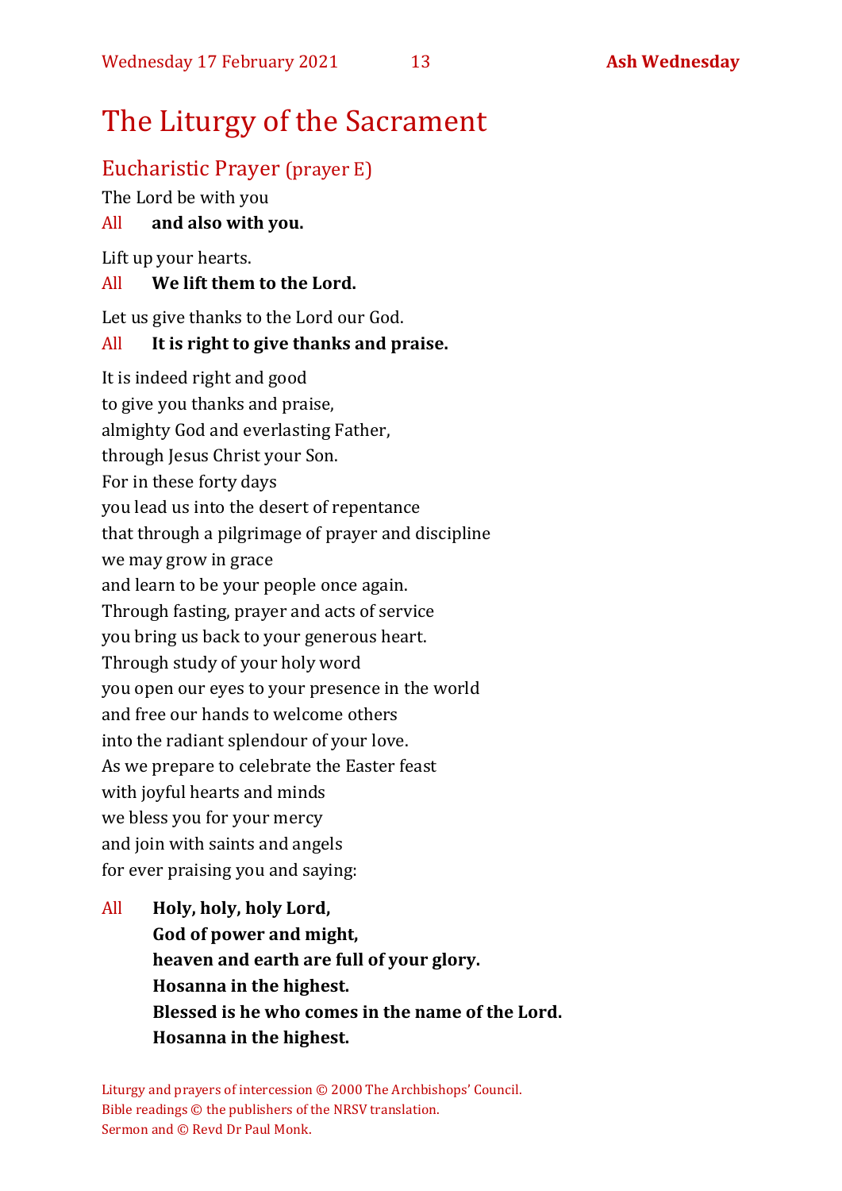# The Liturgy of the Sacrament

## Eucharistic Prayer (prayer E)

The Lord be with you

All **and also with you.**

Lift up your hearts.

All **We lift them to the Lord.**

Let us give thanks to the Lord our God.

All **It is right to give thanks and praise.**

It is indeed right and good
to give you thanks and praise,
almighty God and everlasting Father,
through Jesus Christ your Son.
For in these forty days
you lead us into the desert of repentance
that through a pilgrimage of prayer and discipline
we may grow in grace
and learn to be your people once again.
Through fasting, prayer and acts of service
you bring us back to your generous heart.
Through study of your holy word
you open our eyes to your presence in the world
and free our hands to welcome others
into the radiant splendour of your love.
As we prepare to celebrate the Easter feast
with joyful hearts and minds
we bless you for your mercy
and join with saints and angels
for ever praising you and saying:

All **Holy, holy, holy Lord,**
**God of power and might,**
**heaven and earth are full of your glory.**
**Hosanna in the highest.**
**Blessed is he who comes in the name of the Lord.**
**Hosanna in the highest.**

Liturgy and prayers of intercession © 2000 The Archbishops' Council.
Bible readings © the publishers of the NRSV translation.
Sermon and © Revd Dr Paul Monk.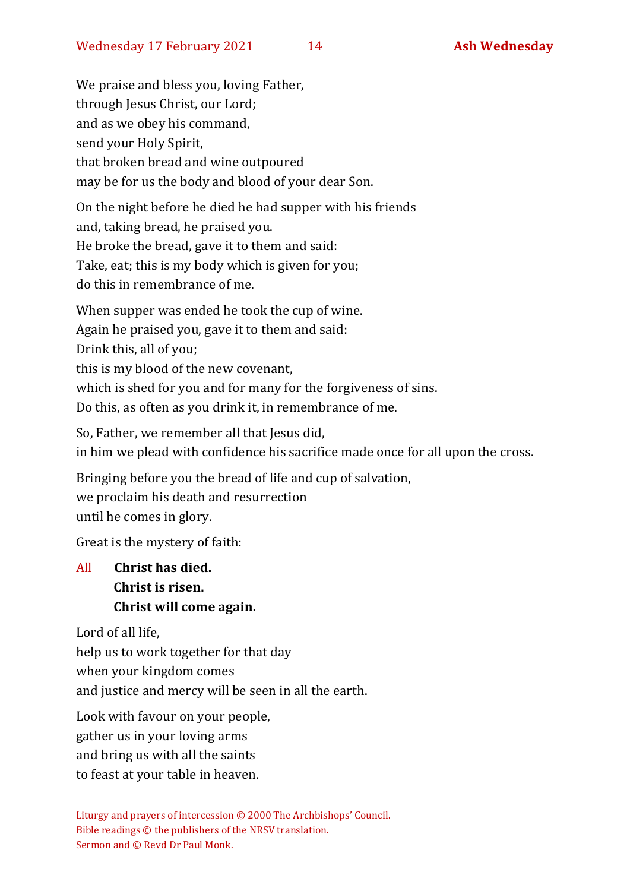We praise and bless you, loving Father,
through Jesus Christ, our Lord;
and as we obey his command,
send your Holy Spirit,
that broken bread and wine outpoured
may be for us the body and blood of your dear Son.

On the night before he died he had supper with his friends
and, taking bread, he praised you.
He broke the bread, gave it to them and said:
Take, eat; this is my body which is given for you;
do this in remembrance of me.

When supper was ended he took the cup of wine.
Again he praised you, gave it to them and said:
Drink this, all of you;
this is my blood of the new covenant,
which is shed for you and for many for the forgiveness of sins.
Do this, as often as you drink it, in remembrance of me.

So, Father, we remember all that Jesus did,
in him we plead with confidence his sacrifice made once for all upon the cross.

Bringing before you the bread of life and cup of salvation,
we proclaim his death and resurrection
until he comes in glory.

Great is the mystery of faith:

All **Christ has died.**
**Christ is risen.**
**Christ will come again.**

Lord of all life,
help us to work together for that day
when your kingdom comes
and justice and mercy will be seen in all the earth.

Look with favour on your people,
gather us in your loving arms
and bring us with all the saints
to feast at your table in heaven.

Liturgy and prayers of intercession © 2000 The Archbishops' Council.
Bible readings © the publishers of the NRSV translation.
Sermon and © Revd Dr Paul Monk.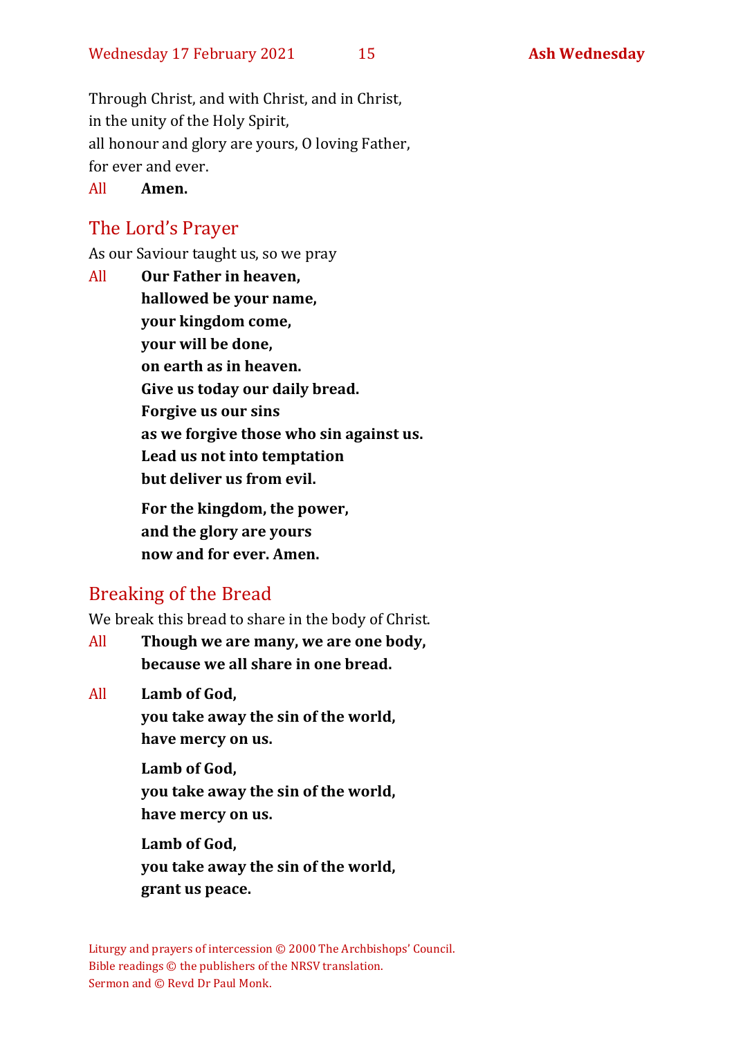Through Christ, and with Christ, and in Christ,
in the unity of the Holy Spirit,
all honour and glory are yours, O loving Father,
for ever and ever.

All **Amen.**

## The Lord's Prayer

As our Saviour taught us, so we pray

All **Our Father in heaven,**
**hallowed be your name,**
**your kingdom come,**
**your will be done,**
**on earth as in heaven.**
**Give us today our daily bread.**
**Forgive us our sins**
**as we forgive those who sin against us.**
**Lead us not into temptation**
**but deliver us from evil.**

**For the kingdom, the power,**
**and the glory are yours**
**now and for ever. Amen.**

## Breaking of the Bread

We break this bread to share in the body of Christ.

All **Though we are many, we are one body,**
**because we all share in one bread.**

All **Lamb of God,**
**you take away the sin of the world,**
**have mercy on us.**

**Lamb of God,**
**you take away the sin of the world,**
**have mercy on us.**

**Lamb of God,**
**you take away the sin of the world,**
**grant us peace.**

Liturgy and prayers of intercession © 2000 The Archbishops' Council.
Bible readings © the publishers of the NRSV translation.
Sermon and © Revd Dr Paul Monk.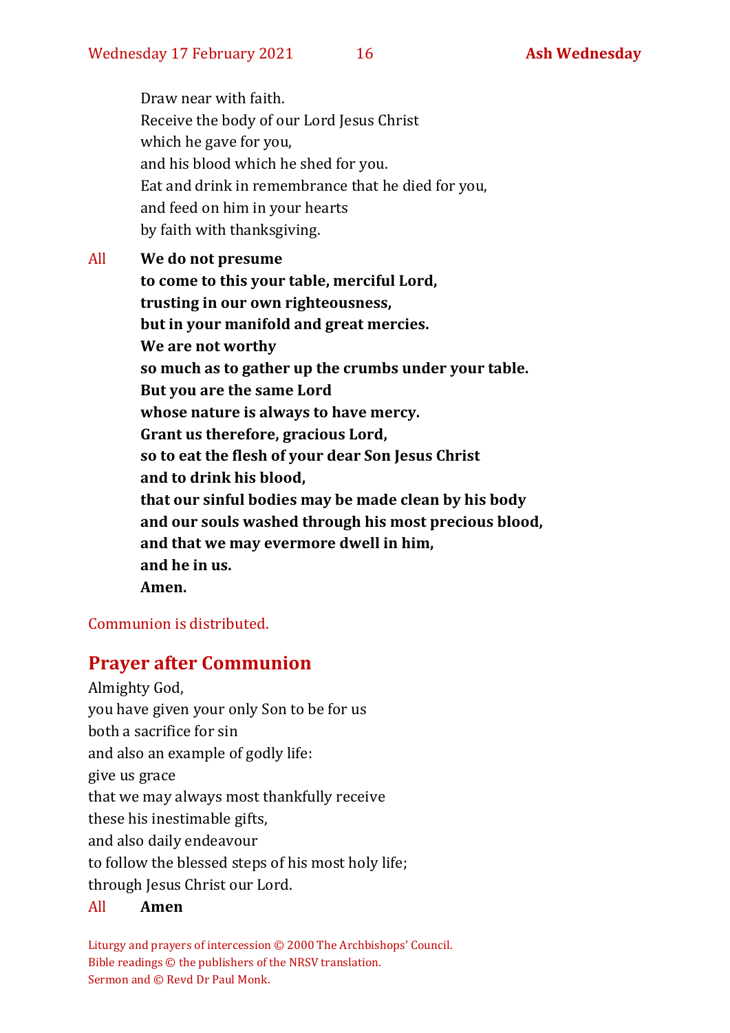Draw near with faith.
Receive the body of our Lord Jesus Christ
which he gave for you,
and his blood which he shed for you.
Eat and drink in remembrance that he died for you,
and feed on him in your hearts
by faith with thanksgiving.

All **We do not presume**
**to come to this your table, merciful Lord,**
**trusting in our own righteousness,**
**but in your manifold and great mercies.**
**We are not worthy**
**so much as to gather up the crumbs under your table.**
**But you are the same Lord**
**whose nature is always to have mercy.**
**Grant us therefore, gracious Lord,**
**so to eat the flesh of your dear Son Jesus Christ**
**and to drink his blood,**
**that our sinful bodies may be made clean by his body**
**and our souls washed through his most precious blood,**
**and that we may evermore dwell in him,**
**and he in us.**
**Amen.**

Communion is distributed.

## Prayer after Communion

Almighty God,
you have given your only Son to be for us
both a sacrifice for sin
and also an example of godly life:
give us grace
that we may always most thankfully receive
these his inestimable gifts,
and also daily endeavour
to follow the blessed steps of his most holy life;
through Jesus Christ our Lord.

All **Amen**

Liturgy and prayers of intercession © 2000 The Archbishops' Council.
Bible readings © the publishers of the NRSV translation.
Sermon and © Revd Dr Paul Monk.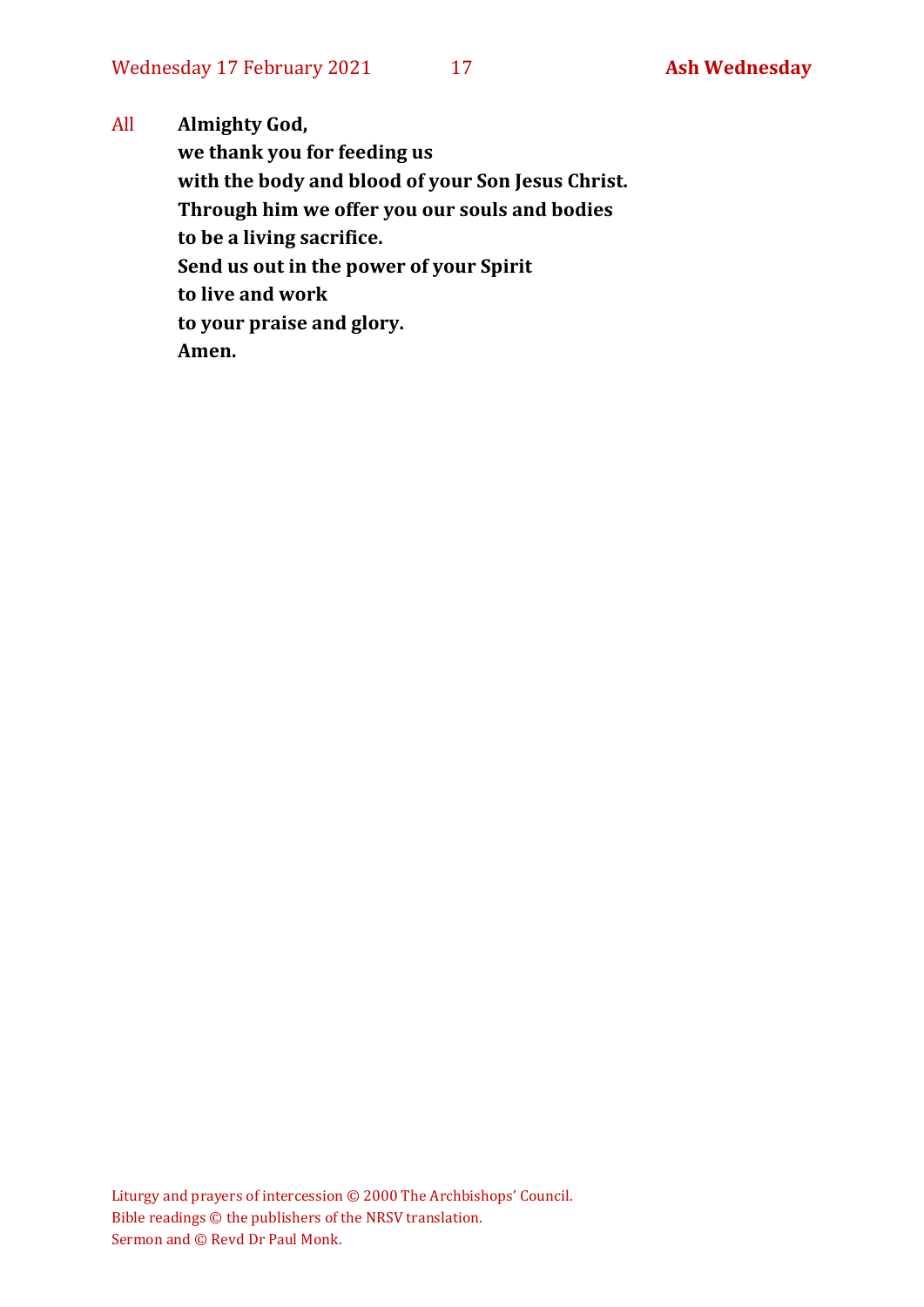All **Almighty God,**
**we thank you for feeding us**
**with the body and blood of your Son Jesus Christ.**
**Through him we offer you our souls and bodies**
**to be a living sacrifice.**
**Send us out in the power of your Spirit**
**to live and work**
**to your praise and glory.**
**Amen.**

Liturgy and prayers of intercession © 2000 The Archbishops' Council.
Bible readings © the publishers of the NRSV translation.
Sermon and © Revd Dr Paul Monk.